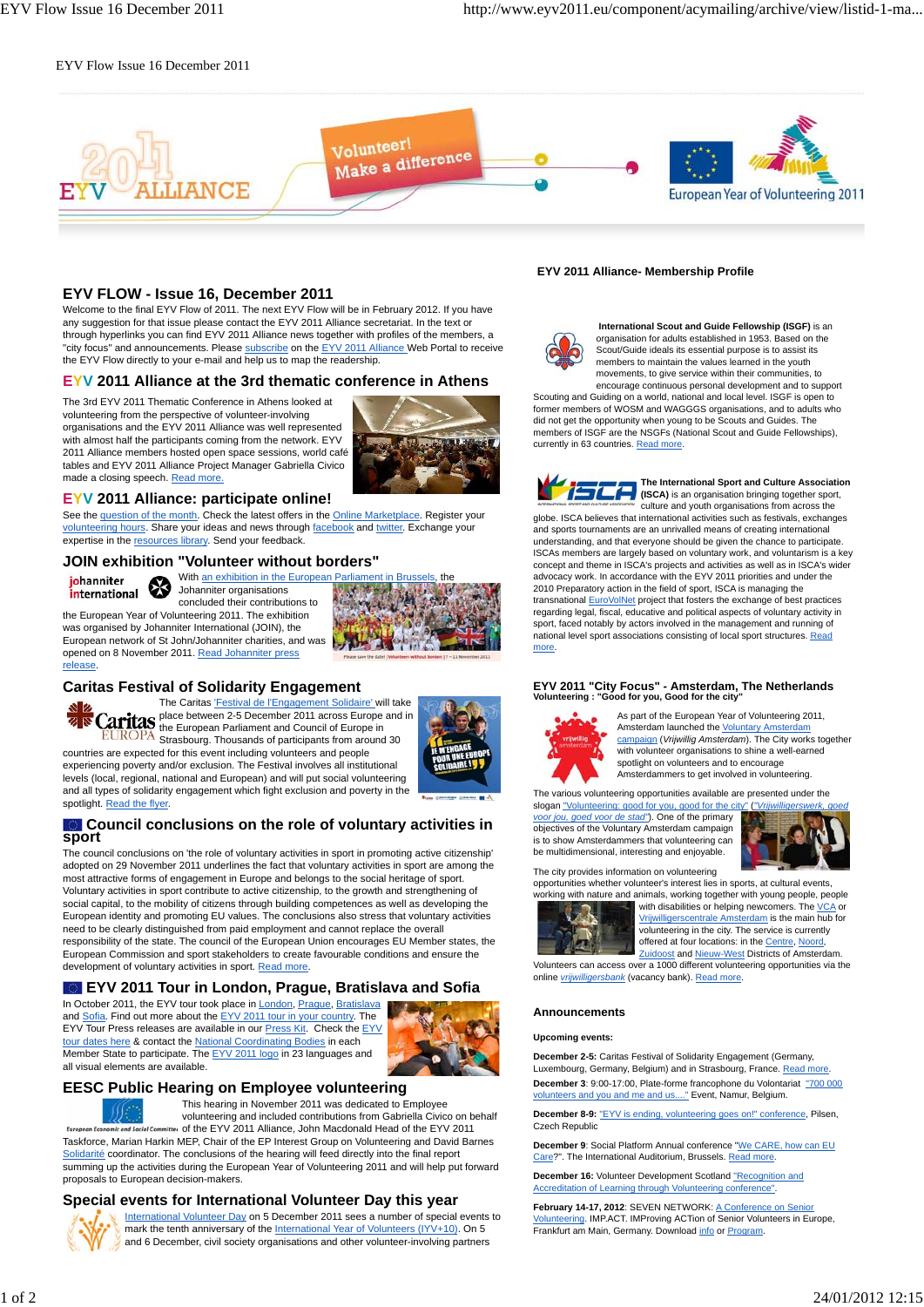EYV Flow Issue 16 December 2011

## EYV 2011 Alliance- Membership Profile

## EYV FLOW - Issue 16, December 2011

Welcome to the final EYV Flow of 2011. The next EYV Flow will be in February 2012. If you have any suggestion for that issue please contact the EYV 2011 Alliance secretariat. In the text or through hyperlinks you can find EYV 2011 Alliance news together with profiles of the members, a "city focus" and announcements. Please subscribe on the EYV 2011 Alliance Web Portal to receive the EYV Flow directly to your e-mail and help us to map the readership.

### EYV 2011 Alliance at the 3rd thematic conference in Athens

The 3rd EYV 2011 Thematic Conference in Athens looked at volunteering from the perspective of volunteer-involving organisations and the EYV 2011 Alliance was well represented with almost half the participants coming from the network. EYV 2011 Alliance members hosted open space sessions, world café tables and EYV 2011 Alliance Project Manager Gabriella Civico made a closing speech. Read more.

### EYV 2011 Alliance: participate online!

See the question of the month. Check the latest offers in the Online Marketplace. Register your volunteering hours. Share your ideas and news through facebook and twitter. Exchange your expertise in the resources library. Send your feedback.

### JOIN exhibition "Volunteer without borders"

With an exhibition in the European Parliament in Brussels, the Johanniter organisations concluded their contributions to the European Year of Volunteering 2011. The exhibition was organised by Johanniter International (JOIN), the European network of St John/Johanniter charities, and was opened on 8 November 2011. Read Johanniter press release.

### Caritas Festival of Solidarity Engagement

The Caritas 'Festival de l'Engagement Solidaire' will take place between 2-5 December 2011 across Europe and in the European Parliament and Council of Europe in Strasbourg. Thousands of participants from around 30 countries are expected for this event including volunteers and people experiencing poverty and/or exclusion. The Festival involves all institutional levels (local, regional, national and European) and will put social volunteering and all types of solidarity engagement which fight exclusion and poverty in the spotlight. Read the flyer.

### Council conclusions on the role of voluntary activities in sport

The council conclusions on 'the role of voluntary activities in sport in promoting active citizenship' adopted on 29 November 2011 underlines the fact that voluntary activities in sport are among the most attractive forms of engagement in Europe and belongs to the social heritage of sport. Voluntary activities in sport contribute to active citizenship, to the growth and strengthening of social capital, to the mobility of citizens through building competences as well as developing the European identity and promoting EU values. The conclusions also stress that voluntary activities need to be clearly distinguished from paid employment and cannot replace the overall responsibility of the state. The council of the European Union encourages EU Member states, the European Commission and sport stakeholders to create favourable conditions and ensure the development of voluntary activities in sport. Read more.

### EYV 2011 Tour in London, Prague, Bratislava and Sofia

In October 2011, the EYV tour took place in London, Prague, Bratislava and Sofia. Find out more about the EYV 2011 tour in your country. The EYV Tour Press releases are available in our Press Kit. Check the EYV tour dates here & contact the National Coordinating Bodies in each Member State to participate. The EYV 2011 logo in 23 languages and all visual elements are available.

### EESC Public Hearing on Employee volunteering

This hearing in November 2011 was dedicated to Employee volunteering and included contributions from Gabriella Civico on behalf of the EYV 2011 Alliance, John Macdonald Head of the EYV 2011 Taskforce, Marian Harkin MEP, Chair of the EP Interest Group on Volunteering and David Barnes Solidarité coordinator. The conclusions of the hearing will feed directly into the final report summing up the activities during the European Year of Volunteering 2011 and will help put forward proposals to European decision-makers.

### Special events for International Volunteer Day this year

International Volunteer Day on 5 December 2011 sees a number of special events to mark the tenth anniversary of the International Year of Volunteers (IYV+10). On 5 and 6 December, civil society organisations and other volunteer-involving partners

**International Scout and Guide Fellowship (ISGF)** is an organisation for adults established in 1953. Based on the Scout/Guide ideals its essential purpose is to assist its members to maintain the values learned in the youth movements, to give service within their communities, to encourage continuous personal development and to support Scouting and Guiding on a world, national and local level. ISGF is open to former members of WOSM and WAGGGS organisations, and to adults who did not get the opportunity when young to be Scouts and Guides. The members of ISGF are the NSGFs (National Scout and Guide Fellowships), currently in 63 countries. Read more.

**The International Sport and Culture Association (ISCA)** is an organisation bringing together sport, culture and youth organisations from across the globe. ISCA believes that international activities such as festivals, exchanges and sports tournaments are an unrivalled means of creating international understanding, and that everyone should be given the chance to participate. ISCAs members are largely based on voluntary work, and voluntarism is a key concept and theme in ISCA's projects and activities as well as in ISCA's wider advocacy work. In accordance with the EYV 2011 priorities and under the 2010 Preparatory action in the field of sport, ISCA is managing the transnational EuroVolNet project that fosters the exchange of best practices regarding legal, fiscal, educative and political aspects of voluntary activity in sport, faced notably by actors involved in the management and running of national level sport associations consisting of local sport structures. Read more.

## EYV 2011 "City Focus" - Amsterdam, The Netherlands

**Volunteering : "Good for you, Good for the city"**

As part of the European Year of Volunteering 2011, Amsterdam launched the Voluntary Amsterdam campaign (*Vrijwillig Amsterdam*). The City works together with volunteer organisations to shine a well-earned spotlight on volunteers and to encourage Amsterdammers to get involved in volunteering.

The various volunteering opportunities available are presented under the slogan "Volunteering: good for you, good for the city" (*"Vrijwilligerswerk, goed voor jou, goed voor de stad"*). One of the primary objectives of the Voluntary Amsterdam campaign is to show Amsterdammers that volunteering can be multidimensional, interesting and enjoyable.

The city provides information on volunteering opportunities whether volunteer's interest lies in sports, at cultural events, working with nature and animals, working together with young people with disabilities or helping newcomers. The VCA or Vrijwilligerscentrale Amsterdam is the main hub for volunteering in the city. The service is currently offered at four locations: in the Centre, Noord, Zuidoost and Nieuw-West Districts of Amsterdam. Volunteers can access over a 1000 different volunteering opportunities via the online *vrijwilligersbank* (vacancy bank). Read more.

## Announcements

**Upcoming events:**

**December 2-5:** Caritas Festival of Solidarity Engagement (Germany, Luxembourg, Germany, Belgium) and in Strasbourg, France. Read more.

**December 3**: 9:00-17:00, Plate-forme francophone du Volontariat "700 000 volunteers and you and me and us...." Event, Namur, Belgium.

**December 8-9:** "EYV is ending, volunteering goes on!" conference, Pilsen, Czech Republic

**December 9**: Social Platform Annual conference "We CARE, how can EU Care?". The International Auditorium, Brussels. Read more.

**December 16:** Volunteer Development Scotland "Recognition and Accreditation of Learning through Volunteering conference".

**February 14-17, 2012**: SEVEN NETWORK: A Conference on Senior Volunteering. IMP.ACT. IMProving ACTion of Senior Volunteers in Europe, Frankfurt am Main, Germany. Download info or Program.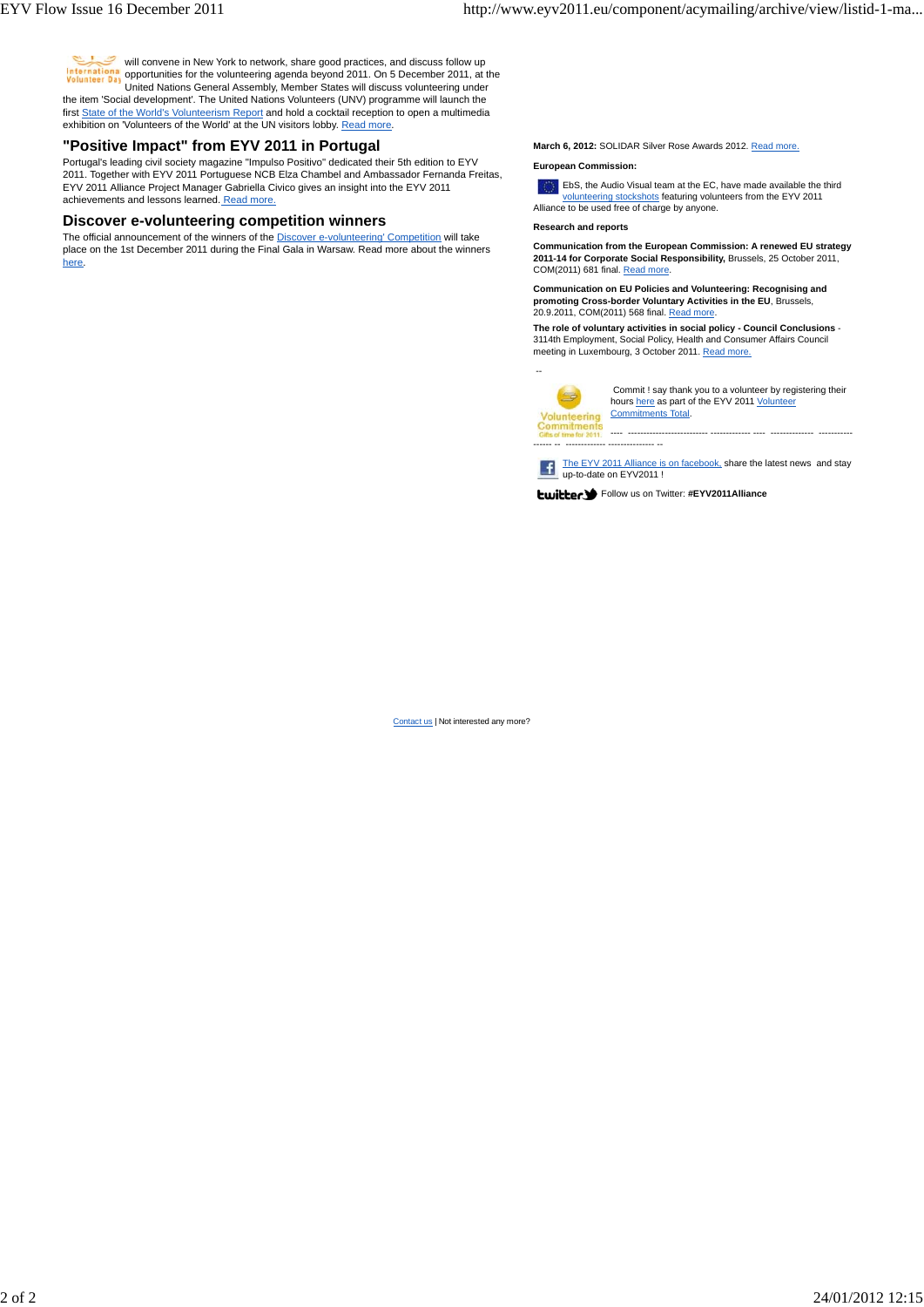will convene in New York to network, share good practices, and discuss follow up opportunities for the volunteering agenda beyond 2011. On 5 December 2011, at the United Nations General Assembly, Member States will discuss volunteering under the item 'Social development'. The United Nations Volunteers (UNV) programme will launch the first State of the World's Volunteerism Report and hold a cocktail reception to open a multimedia exhibition on 'Volunteers of the World' at the UN visitors lobby. Read more.

## "Positive Impact" from EYV 2011 in Portugal

Portugal's leading civil society magazine "Impulso Positivo" dedicated their 5th edition to EYV 2011. Together with EYV 2011 Portuguese NCB Elza Chambel and Ambassador Fernanda Freitas, EYV 2011 Alliance Project Manager Gabriella Civico gives an insight into the EYV 2011 achievements and lessons learned. Read more.

## Discover e-volunteering competition winners

The official announcement of the winners of the Discover e-volunteering' Competition will take place on the 1st December 2011 during the Final Gala in Warsaw. Read more about the winners here.

**March 6, 2012:** SOLIDAR Silver Rose Awards 2012. Read more.

**European Commission:**

EbS, the Audio Visual team at the EC, have made available the third volunteering stockshots featuring volunteers from the EYV 2011 Alliance to be used free of charge by anyone.

**Research and reports**

**Communication from the European Commission: A renewed EU strategy 2011-14 for Corporate Social Responsibility,** Brussels, 25 October 2011, COM(2011) 681 final. Read more.

**Communication on EU Policies and Volunteering: Recognising and promoting Cross-border Voluntary Activities in the EU**, Brussels, 20.9.2011, COM(2011) 568 final. Read more.

**The role of voluntary activities in social policy - Council Conclusions** - 3114th Employment, Social Policy, Health and Consumer Affairs Council meeting in Luxembourg, 3 October 2011. Read more.

--

Commit ! say thank you to a volunteer by registering their hours here as part of the EYV 2011 Volunteer Commitments Total.

The EYV 2011 Alliance is on facebook. share the latest news and stay up-to-date on EYV2011 !

Follow us on Twitter: **#EYV2011Alliance**

Contact us | Not interested any more?